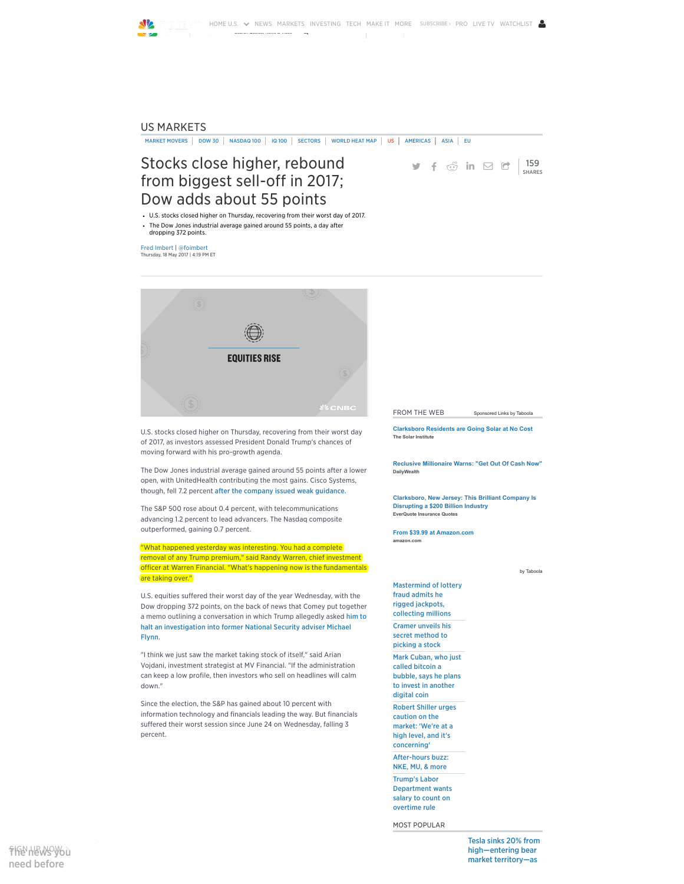US MARKETS

MARKET MOVERS | DOW 30 | NASDAQ 100 | IQ 100 | SECTORS | WORLD HEAT MAP | US | AMERICAS | ASIA | EU

# Stocks close higher, rebound from biggest sell-off in 2017; Dow adds about 55 points

159 SHARES

- U.S. stocks closed higher on Thursday, recovering from their worst day of 2017.
- The Dow Jones industrial average gained around 55 points, a day after dropping 372 points.

Fred Imbert | @foimbert
Thursday, 18 May 2017 | 4:19 PM ET

EQUITIES RISE

U.S. stocks closed higher on Thursday, recovering from their worst day of 2017, as investors assessed President Donald Trump's chances of moving forward with his pro-growth agenda.

The Dow Jones industrial average gained around 55 points after a lower open, with UnitedHealth contributing the most gains. Cisco Systems, though, fell 7.2 percent after the company issued weak guidance.

The S&P 500 rose about 0.4 percent, with telecommunications advancing 1.2 percent to lead advancers. The Nasdaq composite outperformed, gaining 0.7 percent.

"What happened yesterday was interesting. You had a complete removal of any Trump premium," said Randy Warren, chief investment officer at Warren Financial. "What's happening now is the fundamentals are taking over."

U.S. equities suffered their worst day of the year Wednesday, with the Dow dropping 372 points, on the back of news that Comey put together a memo outlining a conversation in which Trump allegedly asked him to halt an investigation into former National Security adviser Michael Flynn.

"I think we just saw the market taking stock of itself," said Arian Vojdani, investment strategist at MV Financial. "If the administration can keep a low profile, then investors who sell on headlines will calm down."

Since the election, the S&P has gained about 10 percent with information technology and financials leading the way. But financials suffered their worst session since June 24 on Wednesday, falling 3 percent.

FROM THE WEB — Sponsored Links by Taboola

- Clarksboro Residents are Going Solar at No Cost — The Solar Institute
- Reclusive Millionaire Warns: "Get Out Of Cash Now" — DailyWealth
- Clarksboro, New Jersey: This Brilliant Company Is Disrupting a $200 Billion Industry — EverQuote Insurance Quotes
- From $39.99 at Amazon.com — amazon.com

by Taboola

- Mastermind of lottery fraud admits he rigged jackpots, collecting millions
- Cramer unveils his secret method to picking a stock
- Mark Cuban, who just called bitcoin a bubble, says he plans to invest in another digital coin
- Robert Shiller urges caution on the market: 'We're at a high level, and it's concerning'
- After-hours buzz: NKE, MU, & more
- Trump's Labor Department wants salary to count on overtime rule

MOST POPULAR

- Tesla sinks 20% from high—entering bear market territory—as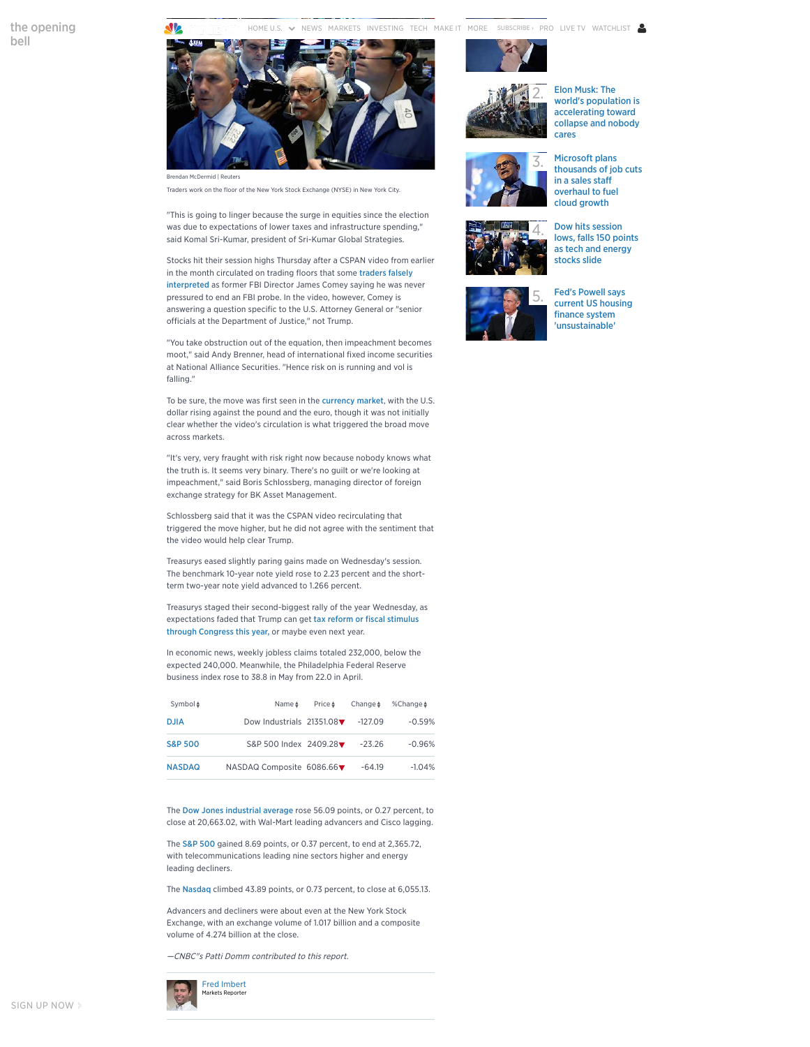Brendan McDermid | Reuters

Traders work on the floor of the New York Stock Exchange (NYSE) in New York City.

"This is going to linger because the surge in equities since the election was due to expectations of lower taxes and infrastructure spending," said Komal Sri-Kumar, president of Sri-Kumar Global Strategies.

Stocks hit their session highs Thursday after a CSPAN video from earlier in the month circulated on trading floors that some traders falsely interpreted as former FBI Director James Comey saying he was never pressured to end an FBI probe. In the video, however, Comey is answering a question specific to the U.S. Attorney General or "senior officials at the Department of Justice," not Trump.

"You take obstruction out of the equation, then impeachment becomes moot," said Andy Brenner, head of international fixed income securities at National Alliance Securities. "Hence risk on is running and vol is falling."

To be sure, the move was first seen in the currency market, with the U.S. dollar rising against the pound and the euro, though it was not initially clear whether the video's circulation is what triggered the broad move across markets.

"It's very, very fraught with risk right now because nobody knows what the truth is. It seems very binary. There's no guilt or we're looking at impeachment," said Boris Schlossberg, managing director of foreign exchange strategy for BK Asset Management.

Schlossberg said that it was the CSPAN video recirculating that triggered the move higher, but he did not agree with the sentiment that the video would help clear Trump.

Treasurys eased slightly paring gains made on Wednesday's session. The benchmark 10-year note yield rose to 2.23 percent and the short-term two-year note yield advanced to 1.266 percent.

Treasurys staged their second-biggest rally of the year Wednesday, as expectations faded that Trump can get tax reform or fiscal stimulus through Congress this year, or maybe even next year.

In economic news, weekly jobless claims totaled 232,000, below the expected 240,000. Meanwhile, the Philadelphia Federal Reserve business index rose to 38.8 in May from 22.0 in April.

| Symbol | Name | Price | Change | %Change |
|---|---|---|---|---|
| DJIA | Dow Industrials | 21351.08▼ | -127.09 | -0.59% |
| S&P 500 | S&P 500 Index | 2409.28▼ | -23.26 | -0.96% |
| NASDAQ | NASDAQ Composite | 6086.66▼ | -64.19 | -1.04% |

The Dow Jones industrial average rose 56.09 points, or 0.27 percent, to close at 20,663.02, with Wal-Mart leading advancers and Cisco lagging.

The S&P 500 gained 8.69 points, or 0.37 percent, to end at 2,365.72, with telecommunications leading nine sectors higher and energy leading decliners.

The Nasdaq climbed 43.89 points, or 0.73 percent, to close at 6,055.13.

Advancers and decliners were about even at the New York Stock Exchange, with an exchange volume of 1.017 billion and a composite volume of 4.274 billion at the close.

*—CNBC"s Patti Domm contributed to this report.*

Fred Imbert
Markets Reporter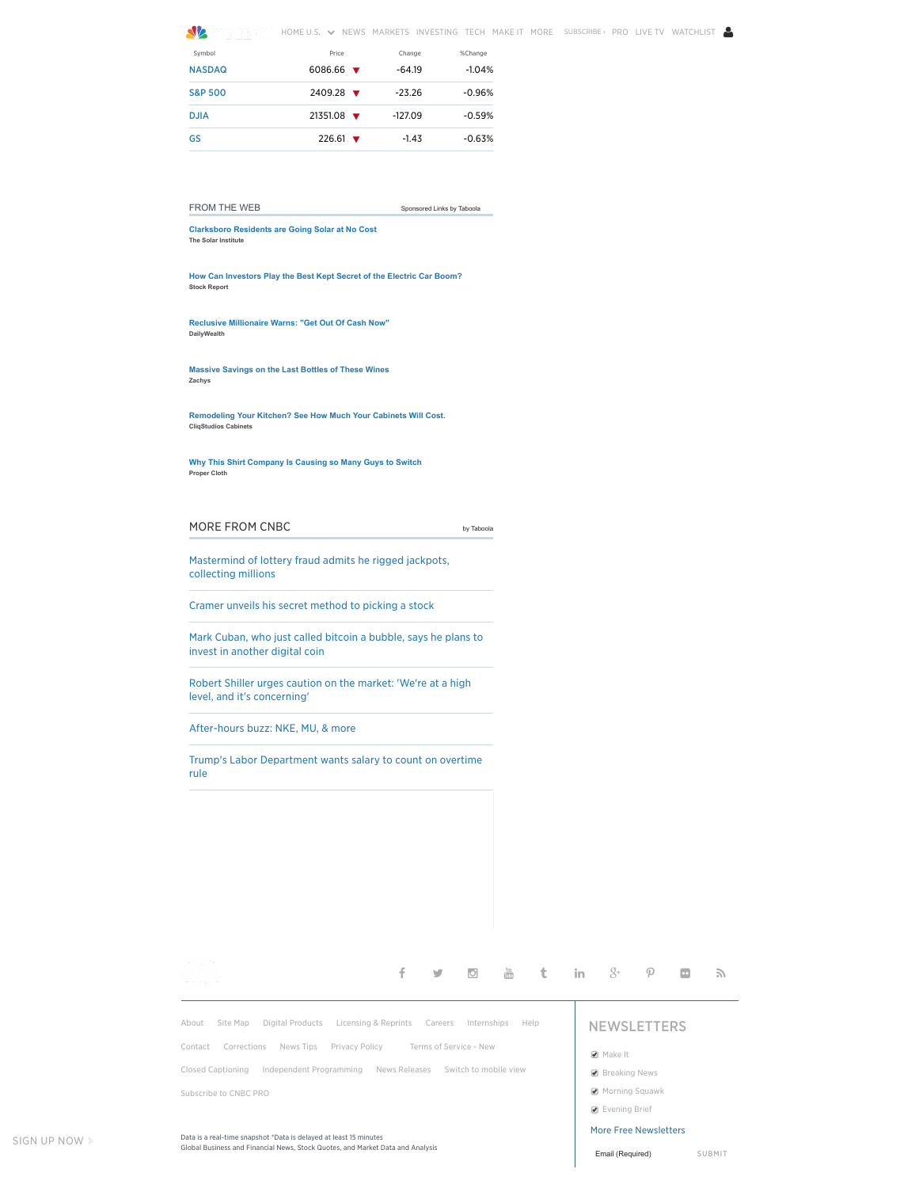HOME U.S. NEWS MARKETS INVESTING TECH MAKE IT MORE SUBSCRIBE › PRO LIVE TV WATCHLIST

| Symbol | Price | | Change | %Change |
|---|---|---|---|---|
| NASDAQ | 6086.66 | ▼ | -64.19 | -1.04% |
| S&P 500 | 2409.28 | ▼ | -23.26 | -0.96% |
| DJIA | 21351.08 | ▼ | -127.09 | -0.59% |
| GS | 226.61 | ▼ | -1.43 | -0.63% |

## FROM THE WEB

Sponsored Links by Taboola

**Clarksboro Residents are Going Solar at No Cost**
The Solar Institute

**How Can Investors Play the Best Kept Secret of the Electric Car Boom?**
Stock Report

**Reclusive Millionaire Warns: "Get Out Of Cash Now"**
DailyWealth

**Massive Savings on the Last Bottles of These Wines**
Zachys

**Remodeling Your Kitchen? See How Much Your Cabinets Will Cost.**
CliqStudios Cabinets

**Why This Shirt Company Is Causing so Many Guys to Switch**
Proper Cloth

## MORE FROM CNBC

by Taboola

- Mastermind of lottery fraud admits he rigged jackpots, collecting millions
- Cramer unveils his secret method to picking a stock
- Mark Cuban, who just called bitcoin a bubble, says he plans to invest in another digital coin
- Robert Shiller urges caution on the market: 'We're at a high level, and it's concerning'
- After-hours buzz: NKE, MU, & more
- Trump's Labor Department wants salary to count on overtime rule

About Site Map Digital Products Licensing & Reprints Careers Internships Help

Contact Corrections News Tips Privacy Policy Terms of Service - New

Closed Captioning Independent Programming News Releases Switch to mobile view

Subscribe to CNBC PRO

Data is a real-time snapshot *Data is delayed at least 15 minutes
Global Business and Financial News, Stock Quotes, and Market Data and Analysis

## NEWSLETTERS

- Make It
- Breaking News
- Morning Squawk
- Evening Brief

More Free Newsletters

Email (Required) SUBMIT

SIGN UP NOW ›